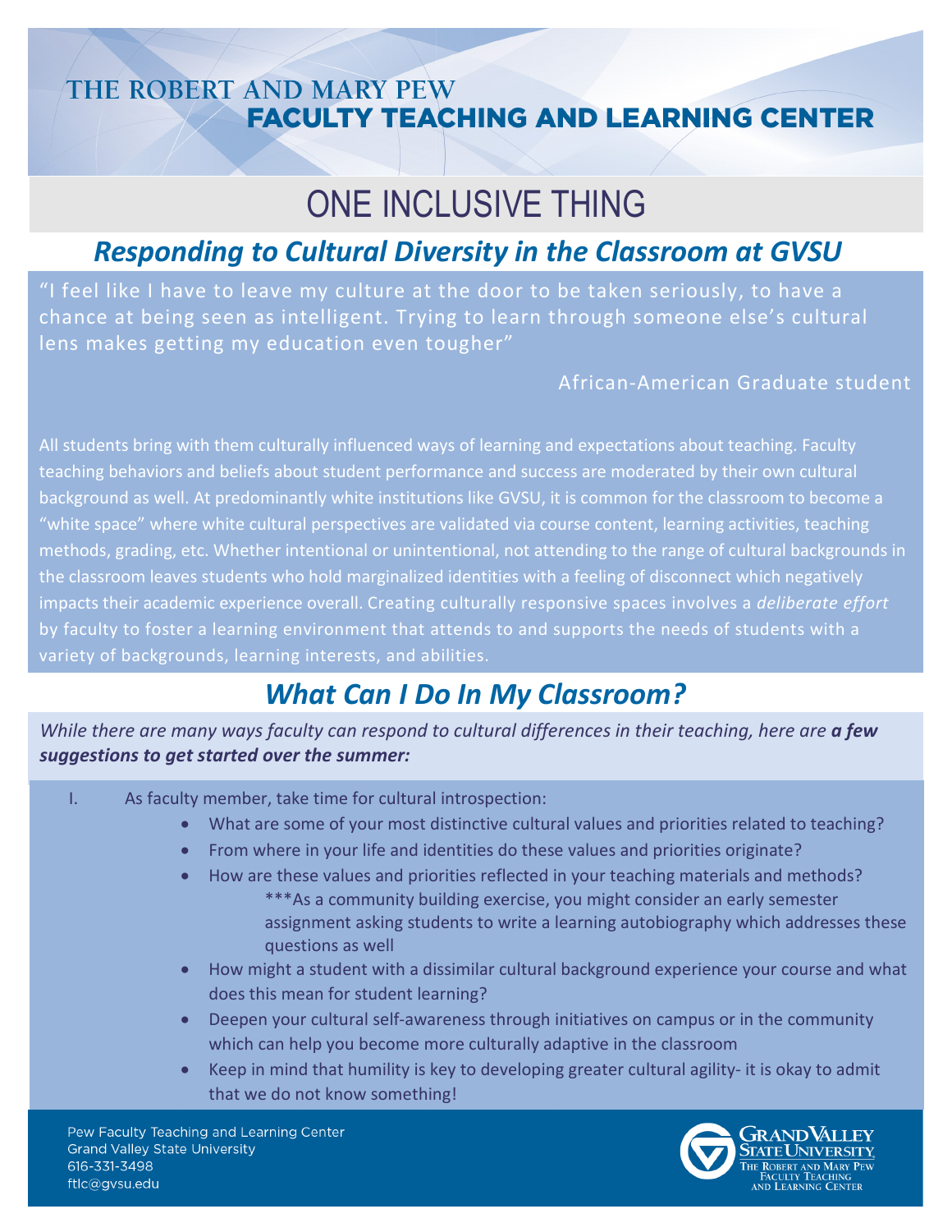THE ROBERT AND MARY PEW
**FACULTY TEACHING AND LEARNING CENTER**

# ONE INCLUSIVE THING

## *Responding to Cultural Diversity in the Classroom at GVSU*

"I feel like I have to leave my culture at the door to be taken seriously, to have a chance at being seen as intelligent. Trying to learn through someone else's cultural lens makes getting my education even tougher"

African-American Graduate student

All students bring with them culturally influenced ways of learning and expectations about teaching. Faculty teaching behaviors and beliefs about student performance and success are moderated by their own cultural background as well. At predominantly white institutions like GVSU, it is common for the classroom to become a "white space" where white cultural perspectives are validated via course content, learning activities, teaching methods, grading, etc. Whether intentional or unintentional, not attending to the range of cultural backgrounds in the classroom leaves students who hold marginalized identities with a feeling of disconnect which negatively impacts their academic experience overall. Creating culturally responsive spaces involves a *deliberate effort* by faculty to foster a learning environment that attends to and supports the needs of students with a variety of backgrounds, learning interests, and abilities.

## *What Can I Do In My Classroom?*

*While there are many ways faculty can respond to cultural differences in their teaching, here are **a few suggestions to get started over the summer:***

I. As faculty member, take time for cultural introspection:
   - What are some of your most distinctive cultural values and priorities related to teaching?
   - From where in your life and identities do these values and priorities originate?
   - How are these values and priorities reflected in your teaching materials and methods?
     ***As a community building exercise, you might consider an early semester assignment asking students to write a learning autobiography which addresses these questions as well
   - How might a student with a dissimilar cultural background experience your course and what does this mean for student learning?
   - Deepen your cultural self-awareness through initiatives on campus or in the community which can help you become more culturally adaptive in the classroom
   - Keep in mind that humility is key to developing greater cultural agility- it is okay to admit that we do not know something!

Pew Faculty Teaching and Learning Center
Grand Valley State University
616-331-3498
ftlc@gvsu.edu

GRAND VALLEY STATE UNIVERSITY
THE ROBERT AND MARY PEW FACULTY TEACHING AND LEARNING CENTER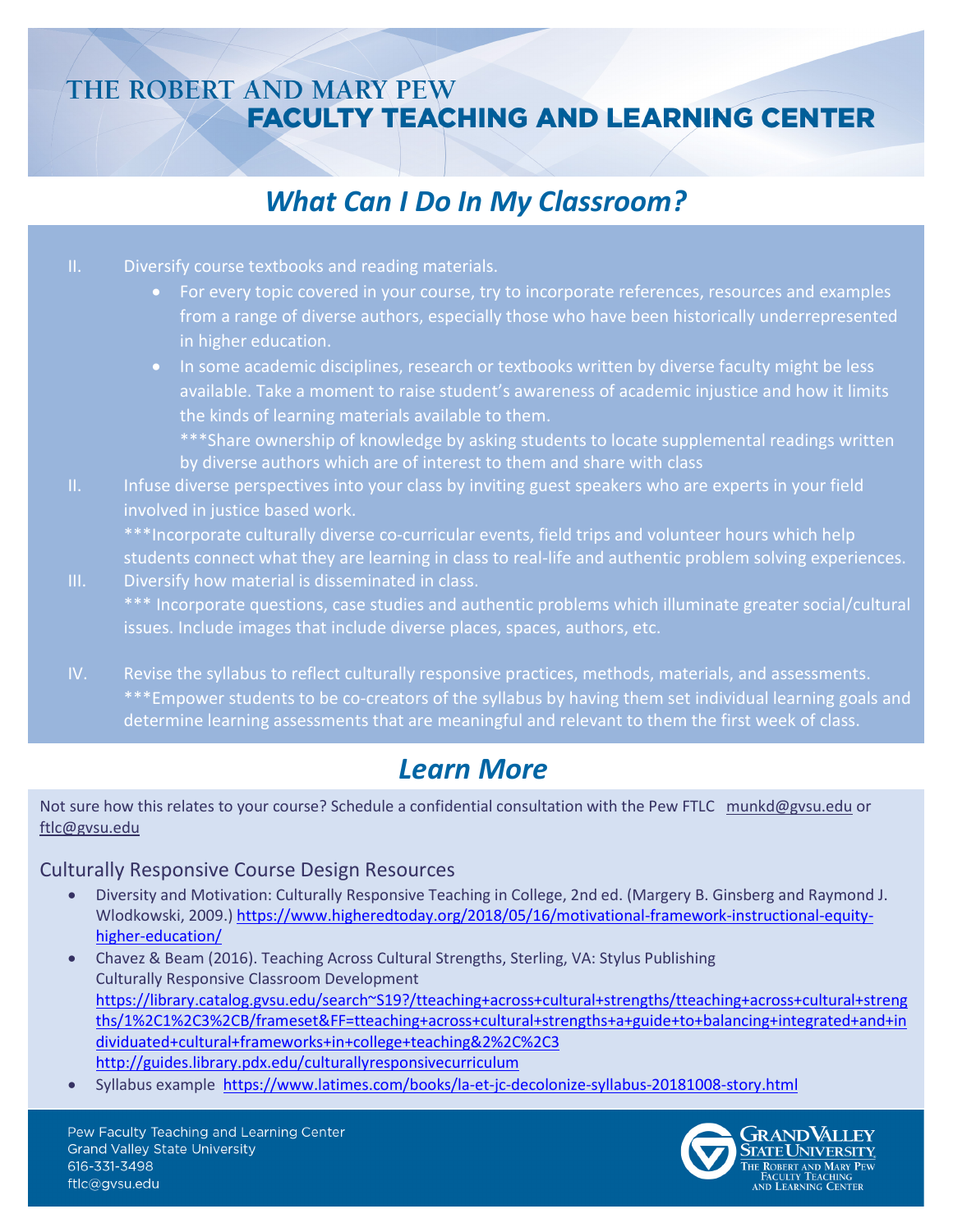# THE ROBERT AND MARY PEW FACULTY TEACHING AND LEARNING CENTER

## *What Can I Do In My Classroom?*

II. Diversify course textbooks and reading materials.

- For every topic covered in your course, try to incorporate references, resources and examples from a range of diverse authors, especially those who have been historically underrepresented in higher education.
- In some academic disciplines, research or textbooks written by diverse faculty might be less available. Take a moment to raise student's awareness of academic injustice and how it limits the kinds of learning materials available to them.

  ***Share ownership of knowledge by asking students to locate supplemental readings written by diverse authors which are of interest to them and share with class

II. Infuse diverse perspectives into your class by inviting guest speakers who are experts in your field involved in justice based work.

***Incorporate culturally diverse co-curricular events, field trips and volunteer hours which help students connect what they are learning in class to real-life and authentic problem solving experiences.

III. Diversify how material is disseminated in class.

*** Incorporate questions, case studies and authentic problems which illuminate greater social/cultural issues. Include images that include diverse places, spaces, authors, etc.

IV. Revise the syllabus to reflect culturally responsive practices, methods, materials, and assessments.

***Empower students to be co-creators of the syllabus by having them set individual learning goals and determine learning assessments that are meaningful and relevant to them the first week of class.

## *Learn More*

Not sure how this relates to your course? Schedule a confidential consultation with the Pew FTLC munkd@gvsu.edu or ftlc@gvsu.edu

### Culturally Responsive Course Design Resources

- Diversity and Motivation: Culturally Responsive Teaching in College, 2nd ed. (Margery B. Ginsberg and Raymond J. Wlodkowski, 2009.) https://www.higheredtoday.org/2018/05/16/motivational-framework-instructional-equity-higher-education/
- Chavez & Beam (2016). Teaching Across Cultural Strengths, Sterling, VA: Stylus Publishing
  Culturally Responsive Classroom Development
  https://library.catalog.gvsu.edu/search~S19?/tteaching+across+cultural+strengths/tteaching+across+cultural+strengths/1%2C1%2C3%2CB/frameset&FF=tteaching+across+cultural+strengths+a+guide+to+balancing+integrated+and+individuated+cultural+frameworks+in+college+teaching&2%2C%2C3
  http://guides.library.pdx.edu/culturallyresponsivecurriculum
- Syllabus example https://www.latimes.com/books/la-et-jc-decolonize-syllabus-20181008-story.html

Pew Faculty Teaching and Learning Center
Grand Valley State University
616-331-3498
ftlc@gvsu.edu

Grand Valley State University
The Robert and Mary Pew Faculty Teaching and Learning Center